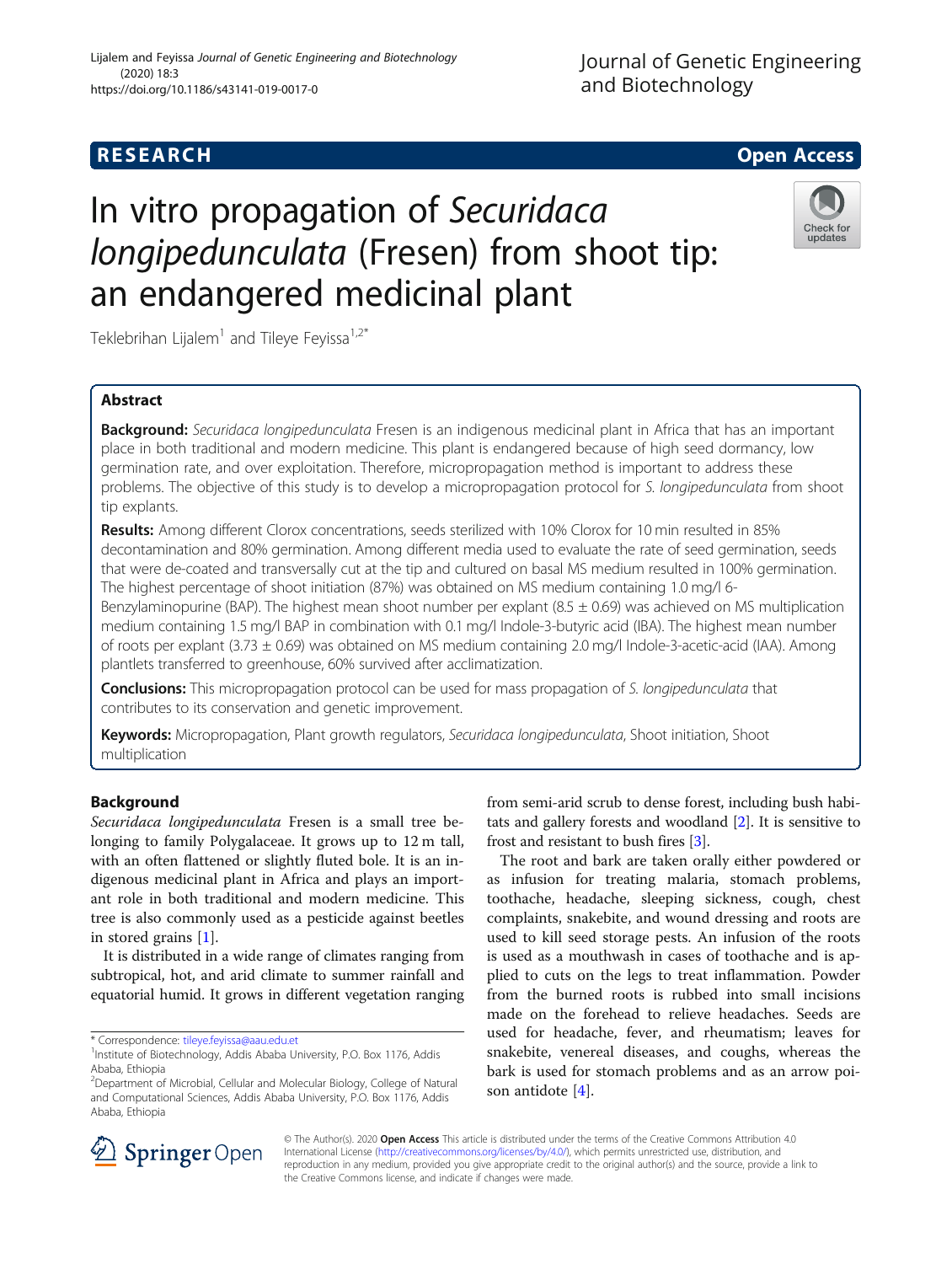**RESEARCH** **Open Access**

# In vitro propagation of *Securidaca longipedunculata* (Fresen) from shoot tip: an endangered medicinal plant

Teklebrihan Lijalem[1] and Tileye Feyissa[1,2*]

## Abstract

**Background:** *Securidaca longipedunculata* Fresen is an indigenous medicinal plant in Africa that has an important place in both traditional and modern medicine. This plant is endangered because of high seed dormancy, low germination rate, and over exploitation. Therefore, micropropagation method is important to address these problems. The objective of this study is to develop a micropropagation protocol for *S. longipedunculata* from shoot tip explants.

**Results:** Among different Clorox concentrations, seeds sterilized with 10% Clorox for 10 min resulted in 85% decontamination and 80% germination. Among different media used to evaluate the rate of seed germination, seeds that were de-coated and transversally cut at the tip and cultured on basal MS medium resulted in 100% germination. The highest percentage of shoot initiation (87%) was obtained on MS medium containing 1.0 mg/l 6-Benzylaminopurine (BAP). The highest mean shoot number per explant (8.5 ± 0.69) was achieved on MS multiplication medium containing 1.5 mg/l BAP in combination with 0.1 mg/l Indole-3-butyric acid (IBA). The highest mean number of roots per explant (3.73 ± 0.69) was obtained on MS medium containing 2.0 mg/l Indole-3-acetic-acid (IAA). Among plantlets transferred to greenhouse, 60% survived after acclimatization.

**Conclusions:** This micropropagation protocol can be used for mass propagation of *S. longipedunculata* that contributes to its conservation and genetic improvement.

**Keywords:** Micropropagation, Plant growth regulators, *Securidaca longipedunculata*, Shoot initiation, Shoot multiplication

## Background

*Securidaca longipedunculata* Fresen is a small tree belonging to family Polygalaceae. It grows up to 12 m tall, with an often flattened or slightly fluted bole. It is an indigenous medicinal plant in Africa and plays an important role in both traditional and modern medicine. This tree is also commonly used as a pesticide against beetles in stored grains [1].

It is distributed in a wide range of climates ranging from subtropical, hot, and arid climate to summer rainfall and equatorial humid. It grows in different vegetation ranging from semi-arid scrub to dense forest, including bush habitats and gallery forests and woodland [2]. It is sensitive to frost and resistant to bush fires [3].

The root and bark are taken orally either powdered or as infusion for treating malaria, stomach problems, toothache, headache, sleeping sickness, cough, chest complaints, snakebite, and wound dressing and roots are used to kill seed storage pests. An infusion of the roots is used as a mouthwash in cases of toothache and is applied to cuts on the legs to treat inflammation. Powder from the burned roots is rubbed into small incisions made on the forehead to relieve headaches. Seeds are used for headache, fever, and rheumatism; leaves for snakebite, venereal diseases, and coughs, whereas the bark is used for stomach problems and as an arrow poison antidote [4].

\* Correspondence: tileye.feyissa@aau.edu.et
[1]Institute of Biotechnology, Addis Ababa University, P.O. Box 1176, Addis Ababa, Ethiopia
[2]Department of Microbial, Cellular and Molecular Biology, College of Natural and Computational Sciences, Addis Ababa University, P.O. Box 1176, Addis Ababa, Ethiopia

© The Author(s). 2020 **Open Access** This article is distributed under the terms of the Creative Commons Attribution 4.0 International License (http://creativecommons.org/licenses/by/4.0/), which permits unrestricted use, distribution, and reproduction in any medium, provided you give appropriate credit to the original author(s) and the source, provide a link to the Creative Commons license, and indicate if changes were made.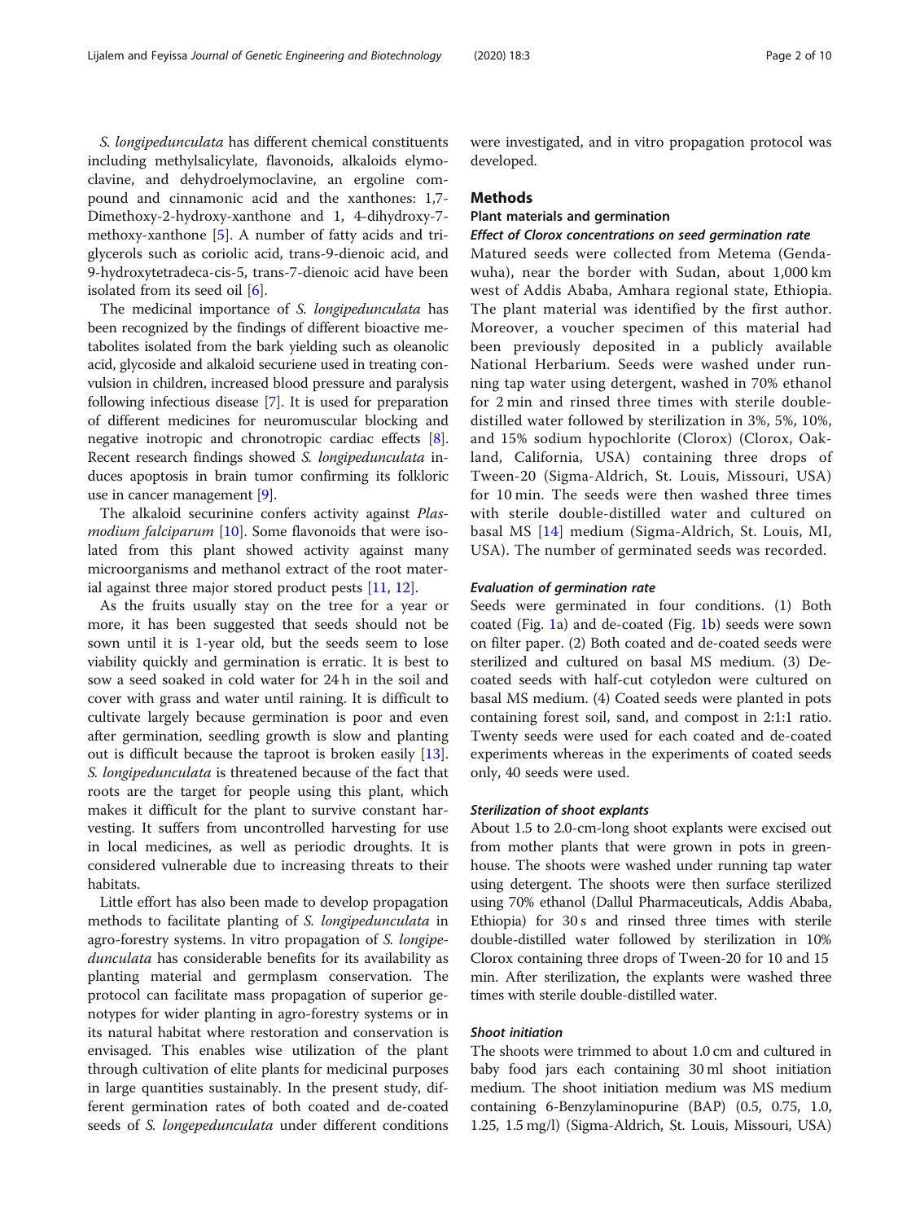*S. longipedunculata* has different chemical constituents including methylsalicylate, flavonoids, alkaloids elymoclavine, and dehydroelymoclavine, an ergoline compound and cinnamonic acid and the xanthones: 1,7-Dimethoxy-2-hydroxy-xanthone and 1, 4-dihydroxy-7-methoxy-xanthone [5]. A number of fatty acids and triglycerols such as coriolic acid, trans-9-dienoic acid, and 9-hydroxytetradeca-cis-5, trans-7-dienoic acid have been isolated from its seed oil [6].

The medicinal importance of *S. longipedunculata* has been recognized by the findings of different bioactive metabolites isolated from the bark yielding such as oleanolic acid, glycoside and alkaloid securiene used in treating convulsion in children, increased blood pressure and paralysis following infectious disease [7]. It is used for preparation of different medicines for neuromuscular blocking and negative inotropic and chronotropic cardiac effects [8]. Recent research findings showed *S. longipedunculata* induces apoptosis in brain tumor confirming its folkloric use in cancer management [9].

The alkaloid securinine confers activity against *Plasmodium falciparum* [10]. Some flavonoids that were isolated from this plant showed activity against many microorganisms and methanol extract of the root material against three major stored product pests [11, 12].

As the fruits usually stay on the tree for a year or more, it has been suggested that seeds should not be sown until it is 1-year old, but the seeds seem to lose viability quickly and germination is erratic. It is best to sow a seed soaked in cold water for 24 h in the soil and cover with grass and water until raining. It is difficult to cultivate largely because germination is poor and even after germination, seedling growth is slow and planting out is difficult because the taproot is broken easily [13]. *S. longipedunculata* is threatened because of the fact that roots are the target for people using this plant, which makes it difficult for the plant to survive constant harvesting. It suffers from uncontrolled harvesting for use in local medicines, as well as periodic droughts. It is considered vulnerable due to increasing threats to their habitats.

Little effort has also been made to develop propagation methods to facilitate planting of *S. longipedunculata* in agro-forestry systems. In vitro propagation of *S. longipedunculata* has considerable benefits for its availability as planting material and germplasm conservation. The protocol can facilitate mass propagation of superior genotypes for wider planting in agro-forestry systems or in its natural habitat where restoration and conservation is envisaged. This enables wise utilization of the plant through cultivation of elite plants for medicinal purposes in large quantities sustainably. In the present study, different germination rates of both coated and de-coated seeds of *S. longepedunculata* under different conditions were investigated, and in vitro propagation protocol was developed.

## Methods

### Plant materials and germination

#### *Effect of Clorox concentrations on seed germination rate*

Matured seeds were collected from Metema (Gendawuha), near the border with Sudan, about 1,000 km west of Addis Ababa, Amhara regional state, Ethiopia. The plant material was identified by the first author. Moreover, a voucher specimen of this material had been previously deposited in a publicly available National Herbarium. Seeds were washed under running tap water using detergent, washed in 70% ethanol for 2 min and rinsed three times with sterile double-distilled water followed by sterilization in 3%, 5%, 10%, and 15% sodium hypochlorite (Clorox) (Clorox, Oakland, California, USA) containing three drops of Tween-20 (Sigma-Aldrich, St. Louis, Missouri, USA) for 10 min. The seeds were then washed three times with sterile double-distilled water and cultured on basal MS [14] medium (Sigma-Aldrich, St. Louis, MI, USA). The number of germinated seeds was recorded.

#### *Evaluation of germination rate*

Seeds were germinated in four conditions. (1) Both coated (Fig. 1a) and de-coated (Fig. 1b) seeds were sown on filter paper. (2) Both coated and de-coated seeds were sterilized and cultured on basal MS medium. (3) De-coated seeds with half-cut cotyledon were cultured on basal MS medium. (4) Coated seeds were planted in pots containing forest soil, sand, and compost in 2:1:1 ratio. Twenty seeds were used for each coated and de-coated experiments whereas in the experiments of coated seeds only, 40 seeds were used.

#### *Sterilization of shoot explants*

About 1.5 to 2.0-cm-long shoot explants were excised out from mother plants that were grown in pots in greenhouse. The shoots were washed under running tap water using detergent. The shoots were then surface sterilized using 70% ethanol (Dallul Pharmaceuticals, Addis Ababa, Ethiopia) for 30 s and rinsed three times with sterile double-distilled water followed by sterilization in 10% Clorox containing three drops of Tween-20 for 10 and 15 min. After sterilization, the explants were washed three times with sterile double-distilled water.

#### *Shoot initiation*

The shoots were trimmed to about 1.0 cm and cultured in baby food jars each containing 30 ml shoot initiation medium. The shoot initiation medium was MS medium containing 6-Benzylaminopurine (BAP) (0.5, 0.75, 1.0, 1.25, 1.5 mg/l) (Sigma-Aldrich, St. Louis, Missouri, USA)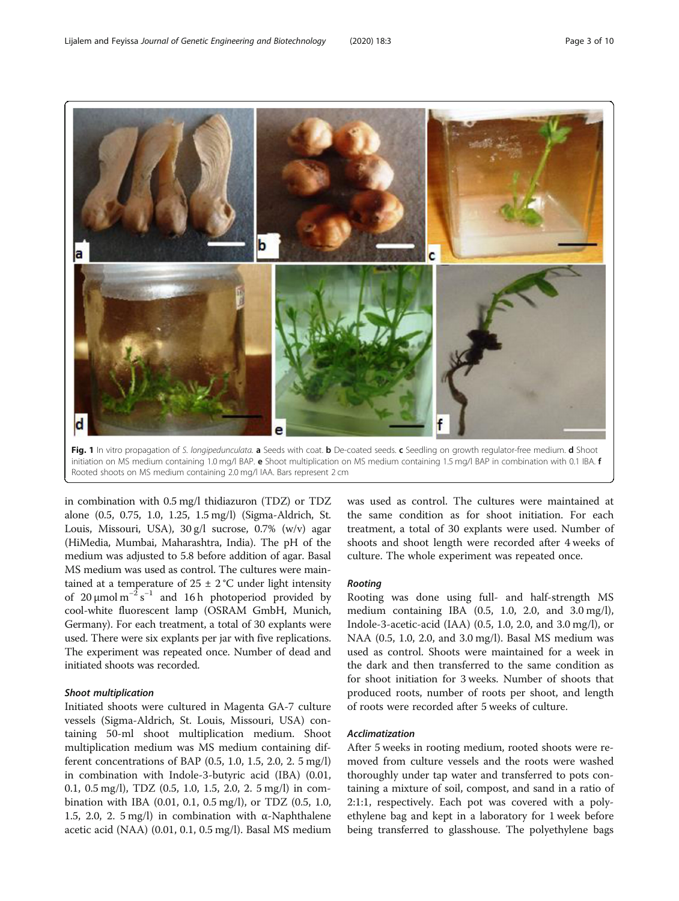Fig. 1 In vitro propagation of *S. longipedunculata*. **a** Seeds with coat. **b** De-coated seeds. **c** Seedling on growth regulator-free medium. **d** Shoot initiation on MS medium containing 1.0 mg/l BAP. **e** Shoot multiplication on MS medium containing 1.5 mg/l BAP in combination with 0.1 IBA. **f** Rooted shoots on MS medium containing 2.0 mg/l IAA. Bars represent 2 cm

in combination with 0.5 mg/l thidiazuron (TDZ) or TDZ alone (0.5, 0.75, 1.0, 1.25, 1.5 mg/l) (Sigma-Aldrich, St. Louis, Missouri, USA), 30 g/l sucrose, 0.7% (w/v) agar (HiMedia, Mumbai, Maharashtra, India). The pH of the medium was adjusted to 5.8 before addition of agar. Basal MS medium was used as control. The cultures were maintained at a temperature of 25 ± 2 °C under light intensity of 20 μmol $m^{-2}$ $s^{-1}$ and 16 h photoperiod provided by cool-white fluorescent lamp (OSRAM GmbH, Munich, Germany). For each treatment, a total of 30 explants were used. There were six explants per jar with five replications. The experiment was repeated once. Number of dead and initiated shoots was recorded.

#### Shoot multiplication

Initiated shoots were cultured in Magenta GA-7 culture vessels (Sigma-Aldrich, St. Louis, Missouri, USA) containing 50-ml shoot multiplication medium. Shoot multiplication medium was MS medium containing different concentrations of BAP (0.5, 1.0, 1.5, 2.0, 2. 5 mg/l) in combination with Indole-3-butyric acid (IBA) (0.01, 0.1, 0.5 mg/l), TDZ (0.5, 1.0, 1.5, 2.0, 2. 5 mg/l) in combination with IBA (0.01, 0.1, 0.5 mg/l), or TDZ (0.5, 1.0, 1.5, 2.0, 2. 5 mg/l) in combination with α-Naphthalene acetic acid (NAA) (0.01, 0.1, 0.5 mg/l). Basal MS medium was used as control. The cultures were maintained at the same condition as for shoot initiation. For each treatment, a total of 30 explants were used. Number of shoots and shoot length were recorded after 4 weeks of culture. The whole experiment was repeated once.

#### Rooting

Rooting was done using full- and half-strength MS medium containing IBA (0.5, 1.0, 2.0, and 3.0 mg/l), Indole-3-acetic-acid (IAA) (0.5, 1.0, 2.0, and 3.0 mg/l), or NAA (0.5, 1.0, 2.0, and 3.0 mg/l). Basal MS medium was used as control. Shoots were maintained for a week in the dark and then transferred to the same condition as for shoot initiation for 3 weeks. Number of shoots that produced roots, number of roots per shoot, and length of roots were recorded after 5 weeks of culture.

#### Acclimatization

After 5 weeks in rooting medium, rooted shoots were removed from culture vessels and the roots were washed thoroughly under tap water and transferred to pots containing a mixture of soil, compost, and sand in a ratio of 2:1:1, respectively. Each pot was covered with a polyethylene bag and kept in a laboratory for 1 week before being transferred to glasshouse. The polyethylene bags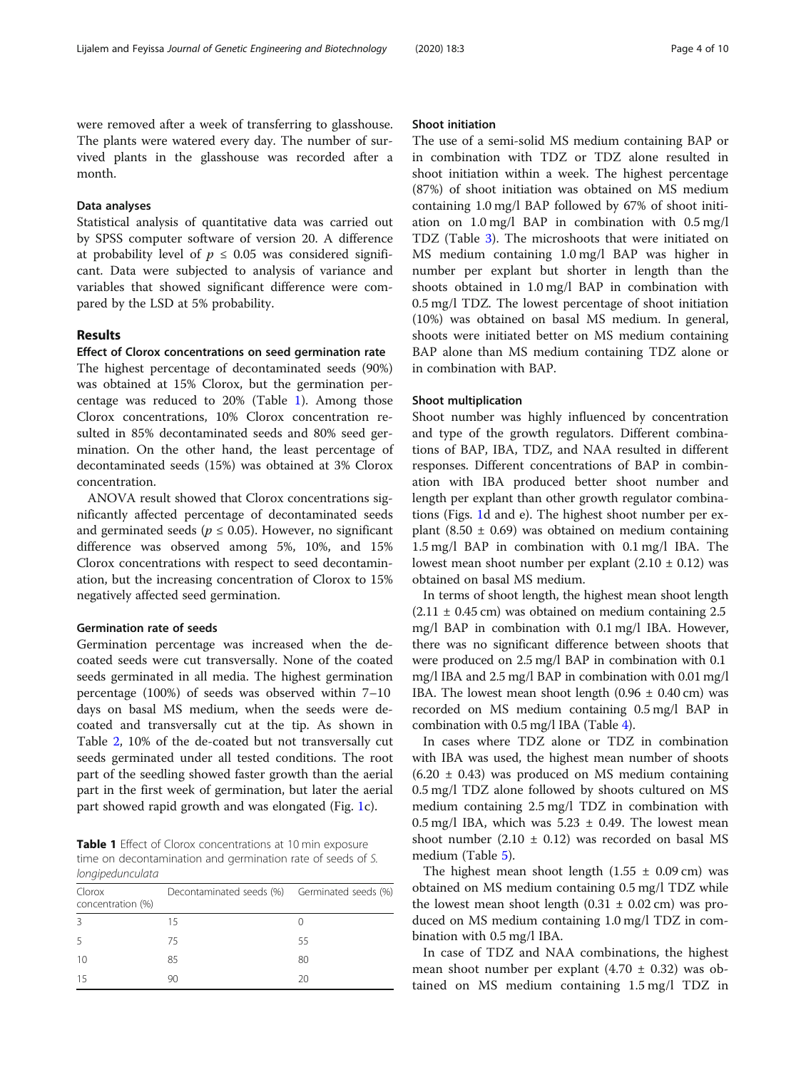were removed after a week of transferring to glasshouse. The plants were watered every day. The number of survived plants in the glasshouse was recorded after a month.

### Data analyses

Statistical analysis of quantitative data was carried out by SPSS computer software of version 20. A difference at probability level of $p \leq 0.05$ was considered significant. Data were subjected to analysis of variance and variables that showed significant difference were compared by the LSD at 5% probability.

## Results

### Effect of Clorox concentrations on seed germination rate

The highest percentage of decontaminated seeds (90%) was obtained at 15% Clorox, but the germination percentage was reduced to 20% (Table 1). Among those Clorox concentrations, 10% Clorox concentration resulted in 85% decontaminated seeds and 80% seed germination. On the other hand, the least percentage of decontaminated seeds (15%) was obtained at 3% Clorox concentration.

ANOVA result showed that Clorox concentrations significantly affected percentage of decontaminated seeds and germinated seeds ($p \leq 0.05$). However, no significant difference was observed among 5%, 10%, and 15% Clorox concentrations with respect to seed decontamination, but the increasing concentration of Clorox to 15% negatively affected seed germination.

### Germination rate of seeds

Germination percentage was increased when the decoated seeds were cut transversally. None of the coated seeds germinated in all media. The highest germination percentage (100%) of seeds was observed within 7–10 days on basal MS medium, when the seeds were decoated and transversally cut at the tip. As shown in Table 2, 10% of the de-coated but not transversally cut seeds germinated under all tested conditions. The root part of the seedling showed faster growth than the aerial part in the first week of germination, but later the aerial part showed rapid growth and was elongated (Fig. 1c).

**Table 1** Effect of Clorox concentrations at 10 min exposure time on decontamination and germination rate of seeds of *S. longipedunculata*

| Clorox concentration (%) | Decontaminated seeds (%) | Germinated seeds (%) |
|---|---|---|
| 3 | 15 | 0 |
| 5 | 75 | 55 |
| 10 | 85 | 80 |
| 15 | 90 | 20 |

### Shoot initiation

The use of a semi-solid MS medium containing BAP or in combination with TDZ or TDZ alone resulted in shoot initiation within a week. The highest percentage (87%) of shoot initiation was obtained on MS medium containing 1.0 mg/l BAP followed by 67% of shoot initiation on 1.0 mg/l BAP in combination with 0.5 mg/l TDZ (Table 3). The microshoots that were initiated on MS medium containing 1.0 mg/l BAP was higher in number per explant but shorter in length than the shoots obtained in 1.0 mg/l BAP in combination with 0.5 mg/l TDZ. The lowest percentage of shoot initiation (10%) was obtained on basal MS medium. In general, shoots were initiated better on MS medium containing BAP alone than MS medium containing TDZ alone or in combination with BAP.

### Shoot multiplication

Shoot number was highly influenced by concentration and type of the growth regulators. Different combinations of BAP, IBA, TDZ, and NAA resulted in different responses. Different concentrations of BAP in combination with IBA produced better shoot number and length per explant than other growth regulator combinations (Figs. 1d and e). The highest shoot number per explant ($8.50 \pm 0.69$) was obtained on medium containing 1.5 mg/l BAP in combination with 0.1 mg/l IBA. The lowest mean shoot number per explant ($2.10 \pm 0.12$) was obtained on basal MS medium.

In terms of shoot length, the highest mean shoot length ($2.11 \pm 0.45$ cm) was obtained on medium containing 2.5 mg/l BAP in combination with 0.1 mg/l IBA. However, there was no significant difference between shoots that were produced on 2.5 mg/l BAP in combination with 0.1 mg/l IBA and 2.5 mg/l BAP in combination with 0.01 mg/l IBA. The lowest mean shoot length ($0.96 \pm 0.40$ cm) was recorded on MS medium containing 0.5 mg/l BAP in combination with 0.5 mg/l IBA (Table 4).

In cases where TDZ alone or TDZ in combination with IBA was used, the highest mean number of shoots ($6.20 \pm 0.43$) was produced on MS medium containing 0.5 mg/l TDZ alone followed by shoots cultured on MS medium containing 2.5 mg/l TDZ in combination with 0.5 mg/l IBA, which was $5.23 \pm 0.49$. The lowest mean shoot number ($2.10 \pm 0.12$) was recorded on basal MS medium (Table 5).

The highest mean shoot length ($1.55 \pm 0.09$ cm) was obtained on MS medium containing 0.5 mg/l TDZ while the lowest mean shoot length ($0.31 \pm 0.02$ cm) was produced on MS medium containing 1.0 mg/l TDZ in combination with 0.5 mg/l IBA.

In case of TDZ and NAA combinations, the highest mean shoot number per explant ($4.70 \pm 0.32$) was obtained on MS medium containing 1.5 mg/l TDZ in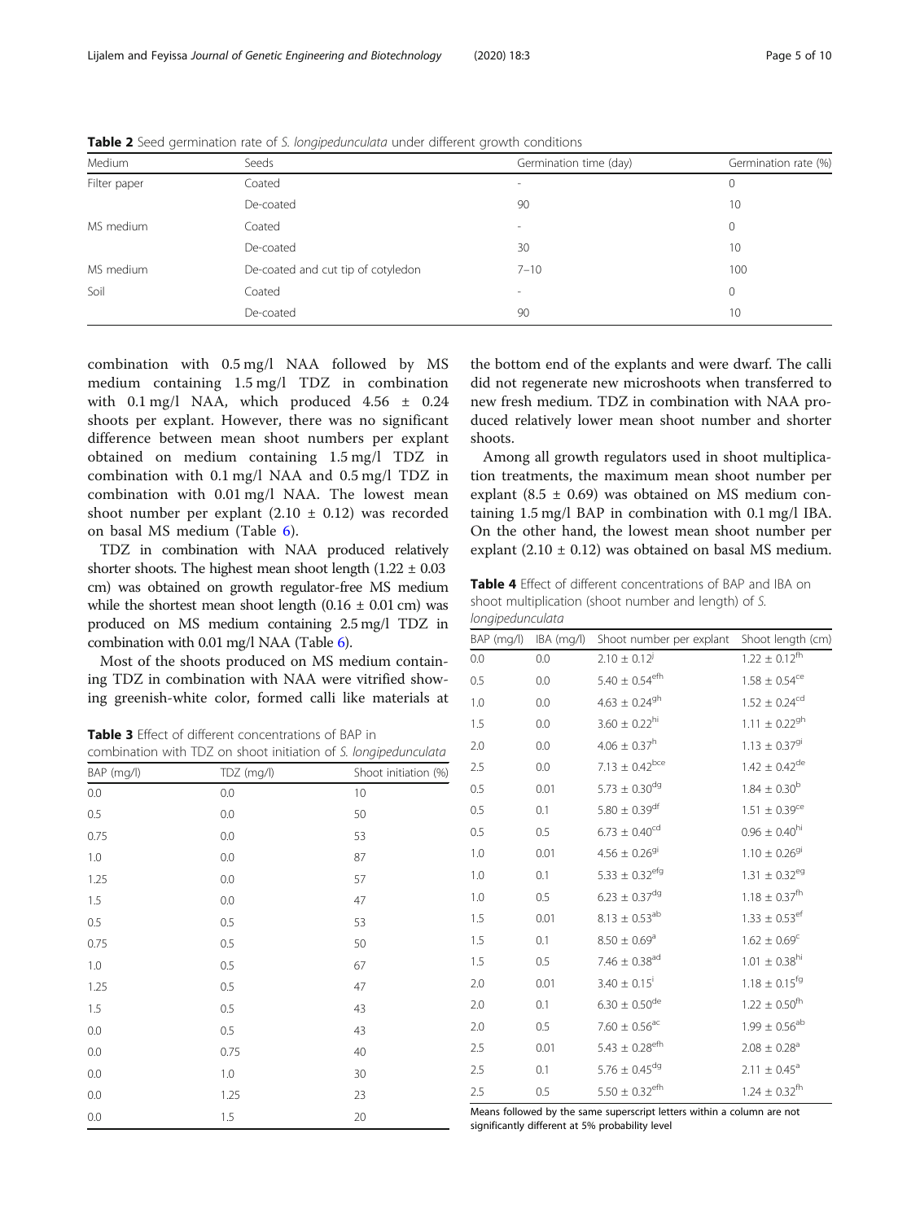**Table 2** Seed germination rate of *S. longipedunculata* under different growth conditions

| Medium | Seeds | Germination time (day) | Germination rate (%) |
|---|---|---|---|
| Filter paper | Coated | - | 0 |
| | De-coated | 90 | 10 |
| MS medium | Coated | - | 0 |
| | De-coated | 30 | 10 |
| MS medium | De-coated and cut tip of cotyledon | 7–10 | 100 |
| Soil | Coated | - | 0 |
| | De-coated | 90 | 10 |

combination with 0.5 mg/l NAA followed by MS medium containing 1.5 mg/l TDZ in combination with 0.1 mg/l NAA, which produced 4.56 ± 0.24 shoots per explant. However, there was no significant difference between mean shoot numbers per explant obtained on medium containing 1.5 mg/l TDZ in combination with 0.1 mg/l NAA and 0.5 mg/l TDZ in combination with 0.01 mg/l NAA. The lowest mean shoot number per explant (2.10 ± 0.12) was recorded on basal MS medium (Table 6).

TDZ in combination with NAA produced relatively shorter shoots. The highest mean shoot length (1.22 ± 0.03 cm) was obtained on growth regulator-free MS medium while the shortest mean shoot length (0.16 ± 0.01 cm) was produced on MS medium containing 2.5 mg/l TDZ in combination with 0.01 mg/l NAA (Table 6).

Most of the shoots produced on MS medium containing TDZ in combination with NAA were vitrified showing greenish-white color, formed calli like materials at the bottom end of the explants and were dwarf. The calli did not regenerate new microshoots when transferred to new fresh medium. TDZ in combination with NAA produced relatively lower mean shoot number and shorter shoots.

Among all growth regulators used in shoot multiplication treatments, the maximum mean shoot number per explant (8.5 ± 0.69) was obtained on MS medium containing 1.5 mg/l BAP in combination with 0.1 mg/l IBA. On the other hand, the lowest mean shoot number per explant (2.10 ± 0.12) was obtained on basal MS medium.

**Table 3** Effect of different concentrations of BAP in combination with TDZ on shoot initiation of *S. longipedunculata*

| BAP (mg/l) | TDZ (mg/l) | Shoot initiation (%) |
|---|---|---|
| 0.0 | 0.0 | 10 |
| 0.5 | 0.0 | 50 |
| 0.75 | 0.0 | 53 |
| 1.0 | 0.0 | 87 |
| 1.25 | 0.0 | 57 |
| 1.5 | 0.0 | 47 |
| 0.5 | 0.5 | 53 |
| 0.75 | 0.5 | 50 |
| 1.0 | 0.5 | 67 |
| 1.25 | 0.5 | 47 |
| 1.5 | 0.5 | 43 |
| 0.0 | 0.5 | 43 |
| 0.0 | 0.75 | 40 |
| 0.0 | 1.0 | 30 |
| 0.0 | 1.25 | 23 |
| 0.0 | 1.5 | 20 |

**Table 4** Effect of different concentrations of BAP and IBA on shoot multiplication (shoot number and length) of *S. longipedunculata*

| BAP (mg/l) | IBA (mg/l) | Shoot number per explant | Shoot length (cm) |
|---|---|---|---|
| 0.0 | 0.0 | 2.10 ± 0.12[j] | 1.22 ± 0.12[fh] |
| 0.5 | 0.0 | 5.40 ± 0.54[efh] | 1.58 ± 0.54[ce] |
| 1.0 | 0.0 | 4.63 ± 0.24[gh] | 1.52 ± 0.24[cd] |
| 1.5 | 0.0 | 3.60 ± 0.22[hi] | 1.11 ± 0.22[gh] |
| 2.0 | 0.0 | 4.06 ± 0.37[h] | 1.13 ± 0.37[gi] |
| 2.5 | 0.0 | 7.13 ± 0.42[bce] | 1.42 ± 0.42[de] |
| 0.5 | 0.01 | 5.73 ± 0.30[dg] | 1.84 ± 0.30[b] |
| 0.5 | 0.1 | 5.80 ± 0.39[df] | 1.51 ± 0.39[ce] |
| 0.5 | 0.5 | 6.73 ± 0.40[cd] | 0.96 ± 0.40[hi] |
| 1.0 | 0.01 | 4.56 ± 0.26[gi] | 1.10 ± 0.26[gi] |
| 1.0 | 0.1 | 5.33 ± 0.32[efg] | 1.31 ± 0.32[eg] |
| 1.0 | 0.5 | 6.23 ± 0.37[dg] | 1.18 ± 0.37[fh] |
| 1.5 | 0.01 | 8.13 ± 0.53[ab] | 1.33 ± 0.53[ef] |
| 1.5 | 0.1 | 8.50 ± 0.69[a] | 1.62 ± 0.69[c] |
| 1.5 | 0.5 | 7.46 ± 0.38[ad] | 1.01 ± 0.38[hi] |
| 2.0 | 0.01 | 3.40 ± 0.15[i] | 1.18 ± 0.15[fg] |
| 2.0 | 0.1 | 6.30 ± 0.50[de] | 1.22 ± 0.50[fh] |
| 2.0 | 0.5 | 7.60 ± 0.56[ac] | 1.99 ± 0.56[ab] |
| 2.5 | 0.01 | 5.43 ± 0.28[efh] | 2.08 ± 0.28[a] |
| 2.5 | 0.1 | 5.76 ± 0.45[dg] | 2.11 ± 0.45[a] |
| 2.5 | 0.5 | 5.50 ± 0.32[efh] | 1.24 ± 0.32[fh] |

Means followed by the same superscript letters within a column are not significantly different at 5% probability level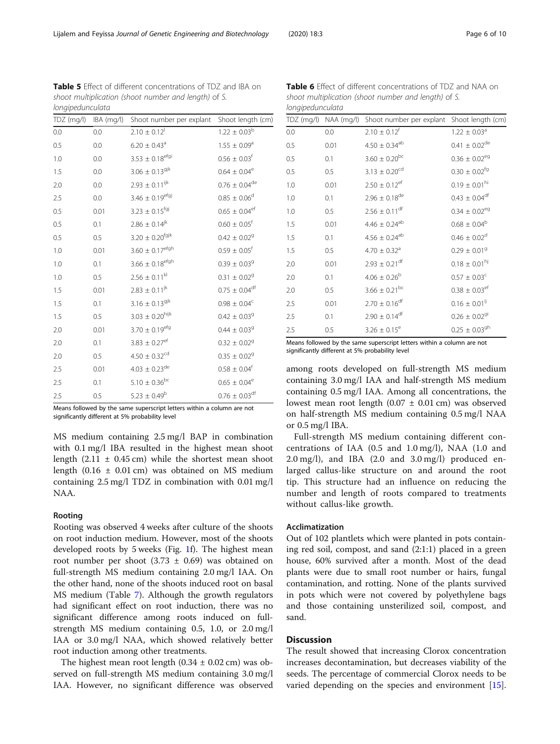**Table 5** Effect of different concentrations of TDZ and IBA on shoot multiplication (shoot number and length) of *S. longipedunculata*

| TDZ (mg/l) | IBA (mg/l) | Shoot number per explant | Shoot length (cm) |
|---|---|---|---|
| 0.0 | 0.0 | 2.10 ± 0.12[l] | 1.22 ± 0.03[b] |
| 0.5 | 0.0 | 6.20 ± 0.43[a] | 1.55 ± 0.09[a] |
| 1.0 | 0.0 | 3.53 ± 0.18[efgi] | 0.56 ± 0.03[f] |
| 1.5 | 0.0 | 3.06 ± 0.13[gjk] | 0.64 ± 0.04[e] |
| 2.0 | 0.0 | 2.93 ± 0.11[ijk] | 0.76 ± 0.04[de] |
| 2.5 | 0.0 | 3.46 ± 0.19[efgj] | 0.85 ± 0.06[d] |
| 0.5 | 0.01 | 3.23 ± 0.15[fgj] | 0.65 ± 0.04[ef] |
| 0.5 | 0.1 | 2.86 ± 0.14[jk] | 0.60 ± 0.05[f] |
| 0.5 | 0.5 | 3.20 ± 0.20[fgjk] | 0.42 ± 0.02[g] |
| 1.0 | 0.01 | 3.60 ± 0.17[efgh] | 0.59 ± 0.05[f] |
| 1.0 | 0.1 | 3.66 ± 0.18[efgh] | 0.39 ± 0.03[g] |
| 1.0 | 0.5 | 2.56 ± 0.11[kl] | 0.31 ± 0.02[g] |
| 1.5 | 0.01 | 2.83 ± 0.11[jk] | 0.75 ± 0.04[df] |
| 1.5 | 0.1 | 3.16 ± 0.13[gjk] | 0.98 ± 0.04[c] |
| 1.5 | 0.5 | 3.03 ± 0.20[hijk] | 0.42 ± 0.03[g] |
| 2.0 | 0.01 | 3.70 ± 0.19[efg] | 0.44 ± 0.03[g] |
| 2.0 | 0.1 | 3.83 ± 0.27[ef] | 0.32 ± 0.02[g] |
| 2.0 | 0.5 | 4.50 ± 0.32[cd] | 0.35 ± 0.02[g] |
| 2.5 | 0.01 | 4.03 ± 0.23[de] | 0.58 ± 0.04[f] |
| 2.5 | 0.1 | 5.10 ± 0.36[bc] | 0.65 ± 0.04[e] |
| 2.5 | 0.5 | 5.23 ± 0.49[b] | 0.76 ± 0.03[df] |

Means followed by the same superscript letters within a column are not significantly different at 5% probability level

**Table 6** Effect of different concentrations of TDZ and NAA on shoot multiplication (shoot number and length) of *S. longipedunculata*

| TDZ (mg/l) | NAA (mg/l) | Shoot number per explant | Shoot length (cm) |
|---|---|---|---|
| 0.0 | 0.0 | 2.10 ± 0.12[f] | 1.22 ± 0.03[a] |
| 0.5 | 0.01 | 4.50 ± 0.34[ab] | 0.41 ± 0.02[de] |
| 0.5 | 0.1 | 3.60 ± 0.20[bc] | 0.36 ± 0.02[eg] |
| 0.5 | 0.5 | 3.13 ± 0.20[cd] | 0.30 ± 0.02[fg] |
| 1.0 | 0.01 | 2.50 ± 0.12[ef] | 0.19 ± 0.01[hi] |
| 1.0 | 0.1 | 2.96 ± 0.18[de] | 0.43 ± 0.04[df] |
| 1.0 | 0.5 | 2.56 ± 0.11[df] | 0.34 ± 0.02[eg] |
| 1.5 | 0.01 | 4.46 ± 0.24[ab] | 0.68 ± 0.04[b] |
| 1.5 | 0.1 | 4.56 ± 0.24[ab] | 0.46 ± 0.02[d] |
| 1.5 | 0.5 | 4.70 ± 0.32[a] | 0.29 ± 0.01[g] |
| 2.0 | 0.01 | 2.93 ± 0.21[df] | 0.18 ± 0.01[hj] |
| 2.0 | 0.1 | 4.06 ± 0.26[b] | 0.57 ± 0.03[c] |
| 2.0 | 0.5 | 3.66 ± 0.21[bc] | 0.38 ± 0.03[ef] |
| 2.5 | 0.01 | 2.70 ± 0.16[df] | 0.16 ± 0.01[ij] |
| 2.5 | 0.1 | 2.90 ± 0.14[df] | 0.26 ± 0.02[gi] |
| 2.5 | 0.5 | 3.26 ± 0.15[e] | 0.25 ± 0.03[gh] |

Means followed by the same superscript letters within a column are not significantly different at 5% probability level

MS medium containing 2.5 mg/l BAP in combination with 0.1 mg/l IBA resulted in the highest mean shoot length (2.11 ± 0.45 cm) while the shortest mean shoot length (0.16 ± 0.01 cm) was obtained on MS medium containing 2.5 mg/l TDZ in combination with 0.01 mg/l NAA.

### Rooting

Rooting was observed 4 weeks after culture of the shoots on root induction medium. However, most of the shoots developed roots by 5 weeks (Fig. 1f). The highest mean root number per shoot (3.73 ± 0.69) was obtained on full-strength MS medium containing 2.0 mg/l IAA. On the other hand, none of the shoots induced root on basal MS medium (Table 7). Although the growth regulators had significant effect on root induction, there was no significant difference among roots induced on full-strength MS medium containing 0.5, 1.0, or 2.0 mg/l IAA or 3.0 mg/l NAA, which showed relatively better root induction among other treatments.

The highest mean root length (0.34 ± 0.02 cm) was observed on full-strength MS medium containing 3.0 mg/l IAA. However, no significant difference was observed among roots developed on full-strength MS medium containing 3.0 mg/l IAA and half-strength MS medium containing 0.5 mg/l IAA. Among all concentrations, the lowest mean root length (0.07 ± 0.01 cm) was observed on half-strength MS medium containing 0.5 mg/l NAA or 0.5 mg/l IBA.

Full-strength MS medium containing different concentrations of IAA (0.5 and 1.0 mg/l), NAA (1.0 and 2.0 mg/l), and IBA (2.0 and 3.0 mg/l) produced enlarged callus-like structure on and around the root tip. This structure had an influence on reducing the number and length of roots compared to treatments without callus-like growth.

### Acclimatization

Out of 102 plantlets which were planted in pots containing red soil, compost, and sand (2:1:1) placed in a green house, 60% survived after a month. Most of the dead plants were due to small root number or hairs, fungal contamination, and rotting. None of the plants survived in pots which were not covered by polyethylene bags and those containing unsterilized soil, compost, and sand.

## Discussion

The result showed that increasing Clorox concentration increases decontamination, but decreases viability of the seeds. The percentage of commercial Clorox needs to be varied depending on the species and environment [15].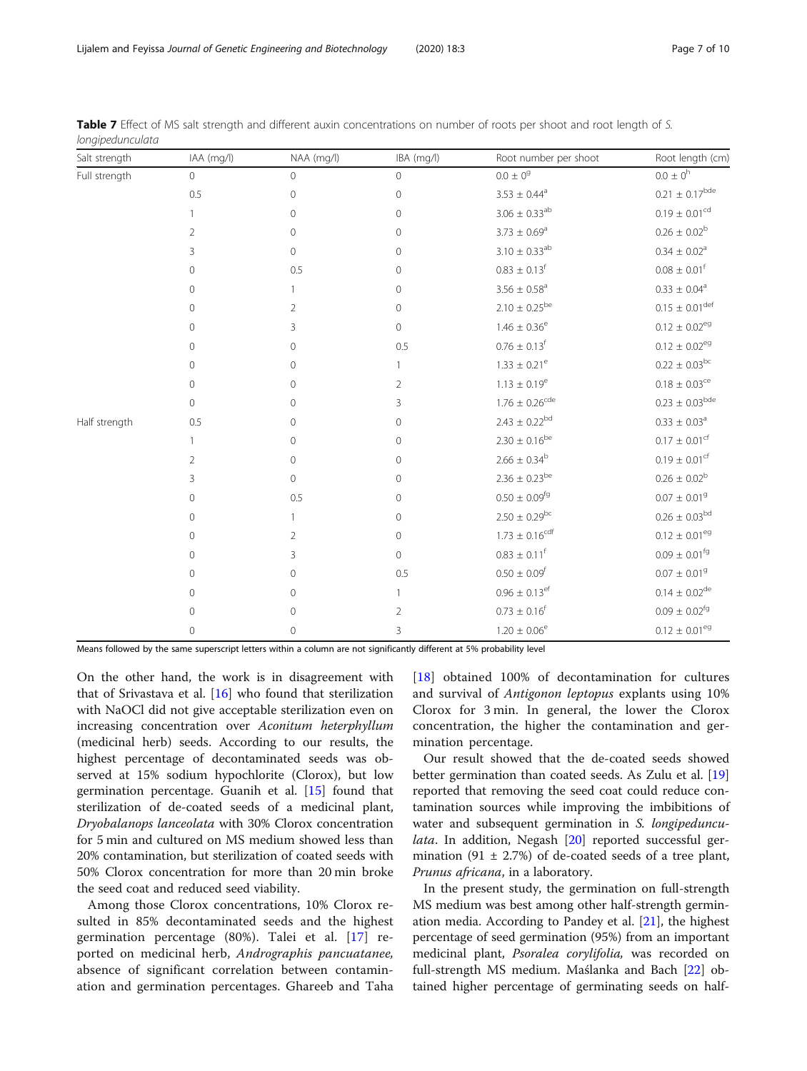**Table 7** Effect of MS salt strength and different auxin concentrations on number of roots per shoot and root length of *S. longipedunculata*

| Salt strength | IAA (mg/l) | NAA (mg/l) | IBA (mg/l) | Root number per shoot | Root length (cm) |
|---|---|---|---|---|---|
| Full strength | 0 | 0 | 0 | $0.0 \pm 0^{g}$ | $0.0 \pm 0^{h}$ |
| | 0.5 | 0 | 0 | $3.53 \pm 0.44^{a}$ | $0.21 \pm 0.17^{bde}$ |
| | 1 | 0 | 0 | $3.06 \pm 0.33^{ab}$ | $0.19 \pm 0.01^{cd}$ |
| | 2 | 0 | 0 | $3.73 \pm 0.69^{a}$ | $0.26 \pm 0.02^{b}$ |
| | 3 | 0 | 0 | $3.10 \pm 0.33^{ab}$ | $0.34 \pm 0.02^{a}$ |
| | 0 | 0.5 | 0 | $0.83 \pm 0.13^{f}$ | $0.08 \pm 0.01^{f}$ |
| | 0 | 1 | 0 | $3.56 \pm 0.58^{a}$ | $0.33 \pm 0.04^{a}$ |
| | 0 | 2 | 0 | $2.10 \pm 0.25^{be}$ | $0.15 \pm 0.01^{def}$ |
| | 0 | 3 | 0 | $1.46 \pm 0.36^{e}$ | $0.12 \pm 0.02^{eg}$ |
| | 0 | 0 | 0.5 | $0.76 \pm 0.13^{f}$ | $0.12 \pm 0.02^{eg}$ |
| | 0 | 0 | 1 | $1.33 \pm 0.21^{e}$ | $0.22 \pm 0.03^{bc}$ |
| | 0 | 0 | 2 | $1.13 \pm 0.19^{e}$ | $0.18 \pm 0.03^{ce}$ |
| | 0 | 0 | 3 | $1.76 \pm 0.26^{cde}$ | $0.23 \pm 0.03^{bde}$ |
| Half strength | 0.5 | 0 | 0 | $2.43 \pm 0.22^{bd}$ | $0.33 \pm 0.03^{a}$ |
| | 1 | 0 | 0 | $2.30 \pm 0.16^{be}$ | $0.17 \pm 0.01^{cf}$ |
| | 2 | 0 | 0 | $2.66 \pm 0.34^{b}$ | $0.19 \pm 0.01^{cf}$ |
| | 3 | 0 | 0 | $2.36 \pm 0.23^{be}$ | $0.26 \pm 0.02^{b}$ |
| | 0 | 0.5 | 0 | $0.50 \pm 0.09^{fg}$ | $0.07 \pm 0.01^{g}$ |
| | 0 | 1 | 0 | $2.50 \pm 0.29^{bc}$ | $0.26 \pm 0.03^{bd}$ |
| | 0 | 2 | 0 | $1.73 \pm 0.16^{cdf}$ | $0.12 \pm 0.01^{eg}$ |
| | 0 | 3 | 0 | $0.83 \pm 0.11^{f}$ | $0.09 \pm 0.01^{fg}$ |
| | 0 | 0 | 0.5 | $0.50 \pm 0.09^{f}$ | $0.07 \pm 0.01^{g}$ |
| | 0 | 0 | 1 | $0.96 \pm 0.13^{ef}$ | $0.14 \pm 0.02^{de}$ |
| | 0 | 0 | 2 | $0.73 \pm 0.16^{f}$ | $0.09 \pm 0.02^{fg}$ |
| | 0 | 0 | 3 | $1.20 \pm 0.06^{e}$ | $0.12 \pm 0.01^{eg}$ |

Means followed by the same superscript letters within a column are not significantly different at 5% probability level

On the other hand, the work is in disagreement with that of Srivastava et al. [16] who found that sterilization with NaOCl did not give acceptable sterilization even on increasing concentration over *Aconitum heterphyllum* (medicinal herb) seeds. According to our results, the highest percentage of decontaminated seeds was observed at 15% sodium hypochlorite (Clorox), but low germination percentage. Guanih et al. [15] found that sterilization of de-coated seeds of a medicinal plant, *Dryobalanops lanceolata* with 30% Clorox concentration for 5 min and cultured on MS medium showed less than 20% contamination, but sterilization of coated seeds with 50% Clorox concentration for more than 20 min broke the seed coat and reduced seed viability.

Among those Clorox concentrations, 10% Clorox resulted in 85% decontaminated seeds and the highest germination percentage (80%). Talei et al. [17] reported on medicinal herb, *Andrographis pancuatanee,* absence of significant correlation between contamination and germination percentages. Ghareeb and Taha [18] obtained 100% of decontamination for cultures and survival of *Antigonon leptopus* explants using 10% Clorox for 3 min. In general, the lower the Clorox concentration, the higher the contamination and germination percentage.

Our result showed that the de-coated seeds showed better germination than coated seeds. As Zulu et al. [19] reported that removing the seed coat could reduce contamination sources while improving the imbibitions of water and subsequent germination in *S. longipedunculata*. In addition, Negash [20] reported successful germination (91 ± 2.7%) of de-coated seeds of a tree plant, *Prunus africana*, in a laboratory.

In the present study, the germination on full-strength MS medium was best among other half-strength germination media. According to Pandey et al. [21], the highest percentage of seed germination (95%) from an important medicinal plant, *Psoralea corylifolia,* was recorded on full-strength MS medium. Maślanka and Bach [22] obtained higher percentage of germinating seeds on half-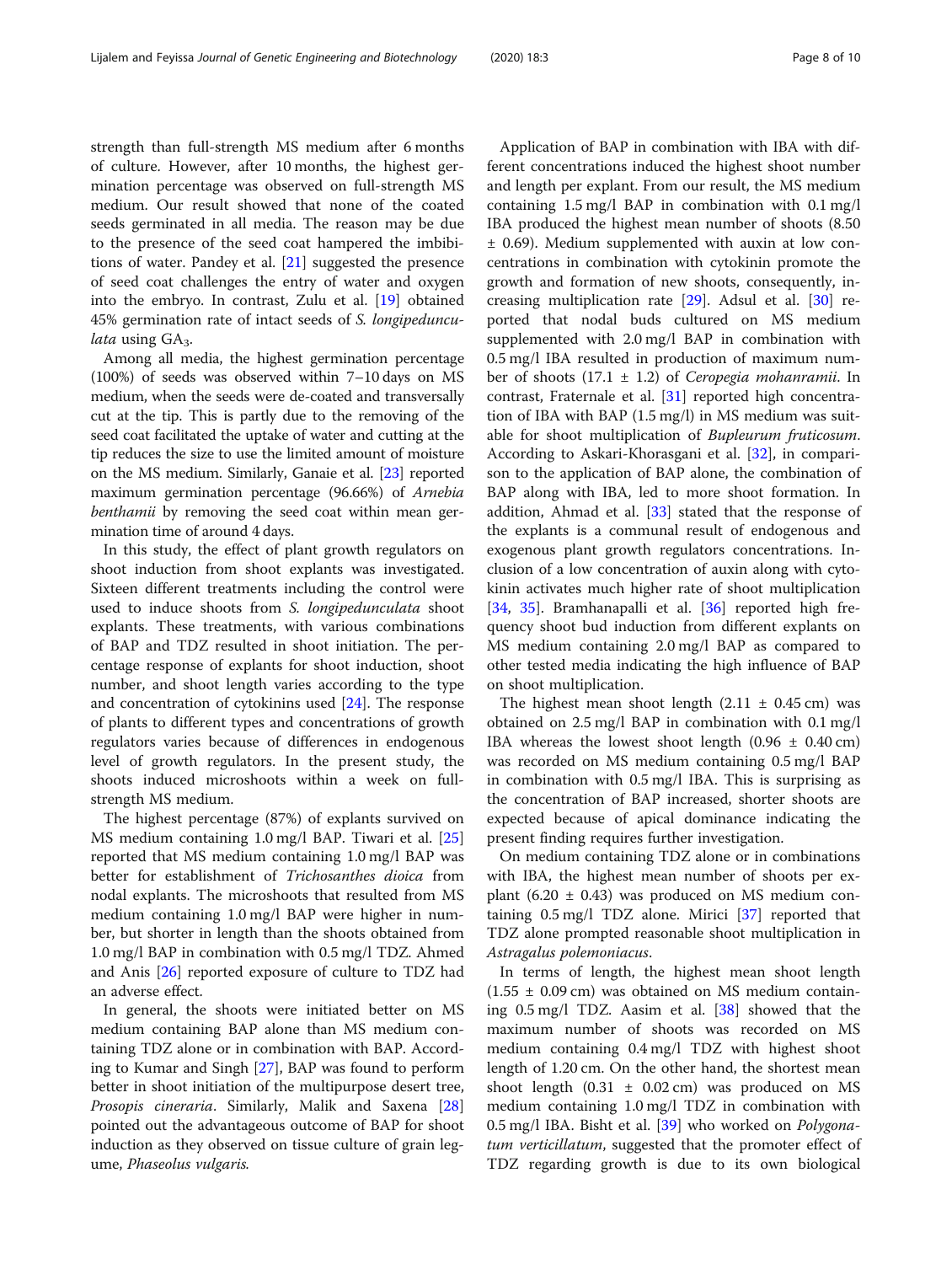strength than full-strength MS medium after 6 months of culture. However, after 10 months, the highest germination percentage was observed on full-strength MS medium. Our result showed that none of the coated seeds germinated in all media. The reason may be due to the presence of the seed coat hampered the imbibitions of water. Pandey et al. [21] suggested the presence of seed coat challenges the entry of water and oxygen into the embryo. In contrast, Zulu et al. [19] obtained 45% germination rate of intact seeds of *S. longipedunculata* using $GA_3$.

Among all media, the highest germination percentage (100%) of seeds was observed within 7–10 days on MS medium, when the seeds were de-coated and transversally cut at the tip. This is partly due to the removing of the seed coat facilitated the uptake of water and cutting at the tip reduces the size to use the limited amount of moisture on the MS medium. Similarly, Ganaie et al. [23] reported maximum germination percentage (96.66%) of *Arnebia benthamii* by removing the seed coat within mean germination time of around 4 days.

In this study, the effect of plant growth regulators on shoot induction from shoot explants was investigated. Sixteen different treatments including the control were used to induce shoots from *S. longipedunculata* shoot explants. These treatments, with various combinations of BAP and TDZ resulted in shoot initiation. The percentage response of explants for shoot induction, shoot number, and shoot length varies according to the type and concentration of cytokinins used [24]. The response of plants to different types and concentrations of growth regulators varies because of differences in endogenous level of growth regulators. In the present study, the shoots induced microshoots within a week on full-strength MS medium.

The highest percentage (87%) of explants survived on MS medium containing 1.0 mg/l BAP. Tiwari et al. [25] reported that MS medium containing 1.0 mg/l BAP was better for establishment of *Trichosanthes dioica* from nodal explants. The microshoots that resulted from MS medium containing 1.0 mg/l BAP were higher in number, but shorter in length than the shoots obtained from 1.0 mg/l BAP in combination with 0.5 mg/l TDZ. Ahmed and Anis [26] reported exposure of culture to TDZ had an adverse effect.

In general, the shoots were initiated better on MS medium containing BAP alone than MS medium containing TDZ alone or in combination with BAP. According to Kumar and Singh [27], BAP was found to perform better in shoot initiation of the multipurpose desert tree, *Prosopis cineraria*. Similarly, Malik and Saxena [28] pointed out the advantageous outcome of BAP for shoot induction as they observed on tissue culture of grain legume, *Phaseolus vulgaris.*

Application of BAP in combination with IBA with different concentrations induced the highest shoot number and length per explant. From our result, the MS medium containing 1.5 mg/l BAP in combination with 0.1 mg/l IBA produced the highest mean number of shoots (8.50 ± 0.69). Medium supplemented with auxin at low concentrations in combination with cytokinin promote the growth and formation of new shoots, consequently, increasing multiplication rate [29]. Adsul et al. [30] reported that nodal buds cultured on MS medium supplemented with 2.0 mg/l BAP in combination with 0.5 mg/l IBA resulted in production of maximum number of shoots (17.1 ± 1.2) of *Ceropegia mohanramii*. In contrast, Fraternale et al. [31] reported high concentration of IBA with BAP (1.5 mg/l) in MS medium was suitable for shoot multiplication of *Bupleurum fruticosum*. According to Askari-Khorasgani et al. [32], in comparison to the application of BAP alone, the combination of BAP along with IBA, led to more shoot formation. In addition, Ahmad et al. [33] stated that the response of the explants is a communal result of endogenous and exogenous plant growth regulators concentrations. Inclusion of a low concentration of auxin along with cytokinin activates much higher rate of shoot multiplication [34, 35]. Bramhanapalli et al. [36] reported high frequency shoot bud induction from different explants on MS medium containing 2.0 mg/l BAP as compared to other tested media indicating the high influence of BAP on shoot multiplication.

The highest mean shoot length (2.11 ± 0.45 cm) was obtained on 2.5 mg/l BAP in combination with 0.1 mg/l IBA whereas the lowest shoot length (0.96 ± 0.40 cm) was recorded on MS medium containing 0.5 mg/l BAP in combination with 0.5 mg/l IBA. This is surprising as the concentration of BAP increased, shorter shoots are expected because of apical dominance indicating the present finding requires further investigation.

On medium containing TDZ alone or in combinations with IBA, the highest mean number of shoots per explant (6.20 ± 0.43) was produced on MS medium containing 0.5 mg/l TDZ alone. Mirici [37] reported that TDZ alone prompted reasonable shoot multiplication in *Astragalus polemoniacus*.

In terms of length, the highest mean shoot length (1.55 ± 0.09 cm) was obtained on MS medium containing 0.5 mg/l TDZ. Aasim et al. [38] showed that the maximum number of shoots was recorded on MS medium containing 0.4 mg/l TDZ with highest shoot length of 1.20 cm. On the other hand, the shortest mean shoot length (0.31 ± 0.02 cm) was produced on MS medium containing 1.0 mg/l TDZ in combination with 0.5 mg/l IBA. Bisht et al. [39] who worked on *Polygonatum verticillatum*, suggested that the promoter effect of TDZ regarding growth is due to its own biological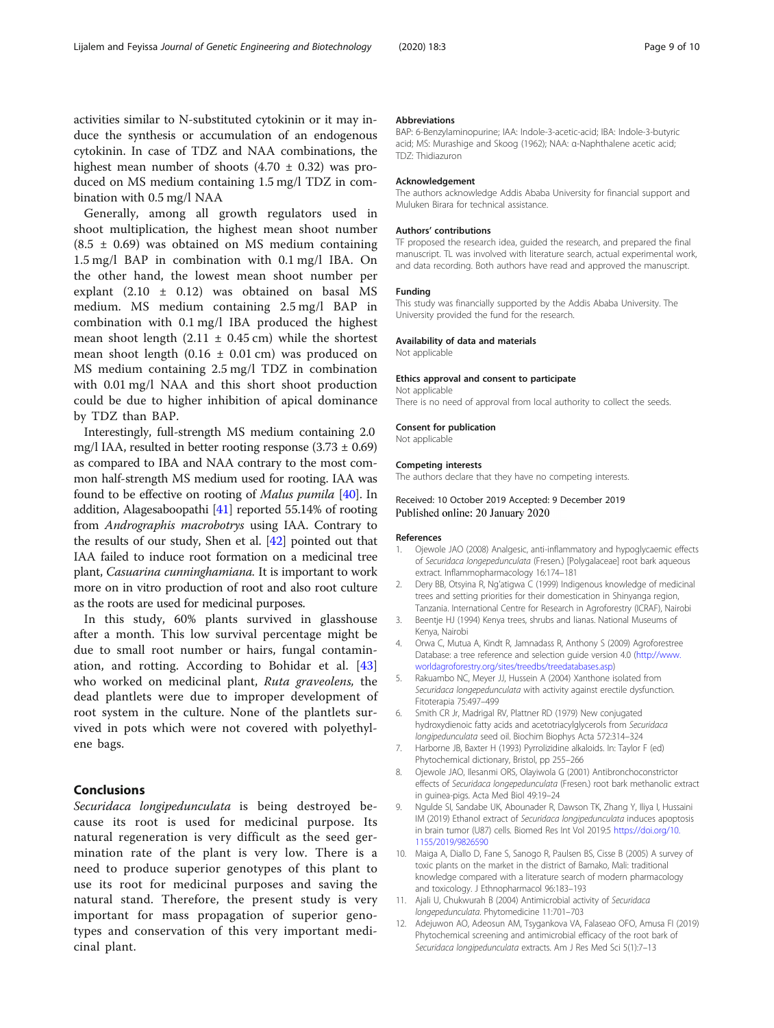activities similar to N-substituted cytokinin or it may induce the synthesis or accumulation of an endogenous cytokinin. In case of TDZ and NAA combinations, the highest mean number of shoots (4.70 ± 0.32) was produced on MS medium containing 1.5 mg/l TDZ in combination with 0.5 mg/l NAA

Generally, among all growth regulators used in shoot multiplication, the highest mean shoot number (8.5 ± 0.69) was obtained on MS medium containing 1.5 mg/l BAP in combination with 0.1 mg/l IBA. On the other hand, the lowest mean shoot number per explant (2.10 ± 0.12) was obtained on basal MS medium. MS medium containing 2.5 mg/l BAP in combination with 0.1 mg/l IBA produced the highest mean shoot length (2.11 ± 0.45 cm) while the shortest mean shoot length (0.16 ± 0.01 cm) was produced on MS medium containing 2.5 mg/l TDZ in combination with 0.01 mg/l NAA and this short shoot production could be due to higher inhibition of apical dominance by TDZ than BAP.

Interestingly, full-strength MS medium containing 2.0 mg/l IAA, resulted in better rooting response (3.73 ± 0.69) as compared to IBA and NAA contrary to the most common half-strength MS medium used for rooting. IAA was found to be effective on rooting of *Malus pumila* [40]. In addition, Alagesaboopathi [41] reported 55.14% of rooting from *Andrographis macrobotrys* using IAA. Contrary to the results of our study, Shen et al. [42] pointed out that IAA failed to induce root formation on a medicinal tree plant, *Casuarina cunninghamiana*. It is important to work more on in vitro production of root and also root culture as the roots are used for medicinal purposes.

In this study, 60% plants survived in glasshouse after a month. This low survival percentage might be due to small root number or hairs, fungal contamination, and rotting. According to Bohidar et al. [43] who worked on medicinal plant, *Ruta graveolens*, the dead plantlets were due to improper development of root system in the culture. None of the plantlets survived in pots which were not covered with polyethylene bags.

## Conclusions

*Securidaca longipedunculata* is being destroyed because its root is used for medicinal purpose. Its natural regeneration is very difficult as the seed germination rate of the plant is very low. There is a need to produce superior genotypes of this plant to use its root for medicinal purposes and saving the natural stand. Therefore, the present study is very important for mass propagation of superior genotypes and conservation of this very important medicinal plant.

### Abbreviations

BAP: 6-Benzylaminopurine; IAA: Indole-3-acetic-acid; IBA: Indole-3-butyric acid; MS: Murashige and Skoog (1962); NAA: α-Naphthalene acetic acid; TDZ: Thidiazuron

### Acknowledgement

The authors acknowledge Addis Ababa University for financial support and Muluken Birara for technical assistance.

### Authors' contributions

TF proposed the research idea, guided the research, and prepared the final manuscript. TL was involved with literature search, actual experimental work, and data recording. Both authors have read and approved the manuscript.

### Funding

This study was financially supported by the Addis Ababa University. The University provided the fund for the research.

### Availability of data and materials

Not applicable

### Ethics approval and consent to participate

Not applicable

There is no need of approval from local authority to collect the seeds.

### Consent for publication

Not applicable

### Competing interests

The authors declare that they have no competing interests.

Received: 10 October 2019 Accepted: 9 December 2019
Published online: 20 January 2020

### References

1. Ojewole JAO (2008) Analgesic, anti-inflammatory and hypoglycaemic effects of *Securidaca longepedunculata* (Fresen.) [Polygalaceae] root bark aqueous extract. Inflammopharmacology 16:174–181
2. Dery BB, Otsyina R, Ng'atigwa C (1999) Indigenous knowledge of medicinal trees and setting priorities for their domestication in Shinyanga region, Tanzania. International Centre for Research in Agroforestry (ICRAF), Nairobi
3. Beentje HJ (1994) Kenya trees, shrubs and lianas. National Museums of Kenya, Nairobi
4. Orwa C, Mutua A, Kindt R, Jamnadass R, Anthony S (2009) Agroforestree Database: a tree reference and selection guide version 4.0 (http://www.worldagroforestry.org/sites/treedbs/treedatabases.asp)
5. Rakuambo NC, Meyer JJ, Hussein A (2004) Xanthone isolated from *Securidaca longepedunculata* with activity against erectile dysfunction. Fitoterapia 75:497–499
6. Smith CR Jr, Madrigal RV, Plattner RD (1979) New conjugated hydroxydienoic fatty acids and acetotriacylglycerols from *Securidaca longipedunculata* seed oil. Biochim Biophys Acta 572:314–324
7. Harborne JB, Baxter H (1993) Pyrrolizidine alkaloids. In: Taylor F (ed) Phytochemical dictionary, Bristol, pp 255–266
8. Ojewole JAO, Ilesanmi ORS, Olayiwola G (2001) Antibronchoconstrictor effects of *Securidaca longepedunculata* (Fresen.) root bark methanolic extract in guinea-pigs. Acta Med Biol 49:19–24
9. Ngulde SI, Sandabe UK, Abounader R, Dawson TK, Zhang Y, Iliya I, Hussaini IM (2019) Ethanol extract of *Securidaca longipedunculata* induces apoptosis in brain tumor (U87) cells. Biomed Res Int Vol 2019:5 https://doi.org/10.1155/2019/9826590
10. Maiga A, Diallo D, Fane S, Sanogo R, Paulsen BS, Cisse B (2005) A survey of toxic plants on the market in the district of Bamako, Mali: traditional knowledge compared with a literature search of modern pharmacology and toxicology. J Ethnopharmacol 96:183–193
11. Ajali U, Chukwurah B (2004) Antimicrobial activity of *Securidaca longepedunculata*. Phytomedicine 11:701–703
12. Adejuwon AO, Adeosun AM, Tsygankova VA, Falaseao OFO, Amusa FI (2019) Phytochemical screening and antimicrobial efficacy of the root bark of *Securidaca longipedunculata* extracts. Am J Res Med Sci 5(1):7–13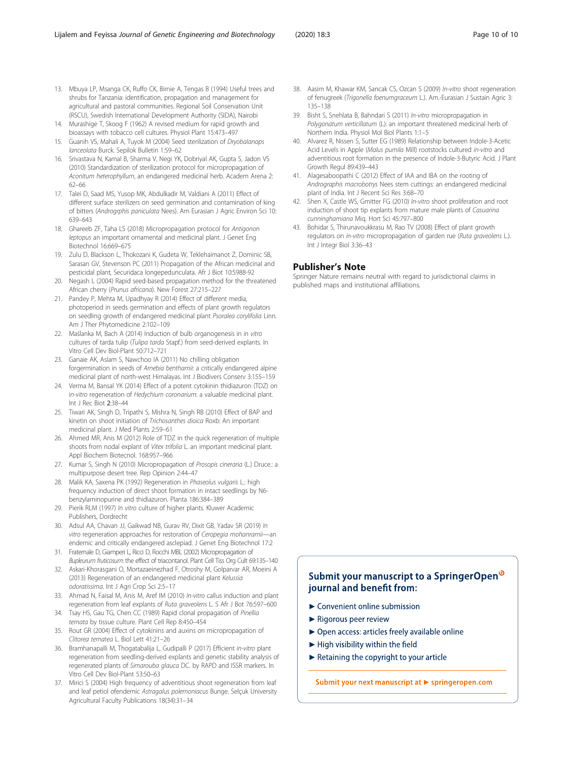13. Mbuya LP, Msanga CK, Ruffo CK, Birnie A, Tengas B (1994) Useful trees and shrubs for Tanzania: identification, propagation and management for agricultural and pastoral communities. Regional Soil Conservation Unit (RSCU), Swedish International Development Authority (SIDA), Nairobi
14. Murashige T, Skoog F (1962) A revised medium for rapid growth and bioassays with tobacco cell cultures. Physiol Plant 15:473–497
15. Guanih VS, Mahali A, Tuyok M (2004) Seed sterilization of *Dryobalanops lanceolata* Burck. Sepilok Bulletin 1:59–62
16. Srivastava N, Kamal B, Sharma V, Negi YK, Dobriyal AK, Gupta S, Jadon VS (2010) Standardization of sterilization protocol for micropropagation of *Aconitum heterophyllum*, an endangered medicinal herb. Academ Arena 2: 62–66
17. Talei D, Saad MS, Yusop MK, Abdulkadir M, Valdiani A (2011) Effect of different surface sterilizers on seed germination and contamination of king of bitters (*Androgrphis paniculata* Nees). Am Eurasian J Agric Environ Sci 10: 639–643
18. Ghareeb ZF, Taha LS (2018) Micropropagation protocol for *Antigonon leptopus* an important ornamental and medicinal plant. J Genet Eng Biotechnol 16:669–675
19. Zulu D, Blackson L, Thokozani K, Gudeta W, Teklehaimanot Z, Dominic SB, Sarasan GV, Stevenson PC (2011) Propagation of the African medicinal and pesticidal plant, Securidaca longepedunculata. Afr J Biot 10:5988-92
20. Negash L (2004) Rapid seed-based propagation method for the threatened African cherry (*Prunus africana*). New Forest 27:215–227
21. Pandey P, Mehta M, Upadhyay R (2014) Effect of different media, photoperiod in seeds germination and effects of plant growth regulators on seedling growth of endangered medicinal plant *Psoralea corylifolia* Linn. Am J Ther Phytomedicine 2:102–109
22. Maślanka M, Bach A (2014) Induction of bulb organogenesis in *in vitro* cultures of tarda tulip (*Tulipa tarda* Stapf.) from seed-derived explants. In Vitro Cell Dev Biol-Plant 50:712–721
23. Ganaie AK, Aslam S, Nawchoo IA (2011) No chilling obligation forgermination in seeds of *Arnebia benthamii*: a critically endangered alpine medicinal plant of north-west Himalayas. Int J Biodivers Conserv 3:155–159
24. Verma M, Bansal YK (2014) Effect of a potent cytokinin thidiazuron (TDZ) on *in-vitro* regeneration of *Hedychium coronarium*: a valuable medicinal plant. Int J Rec Biot **2**:38–44
25. Tiwari AK, Singh D, Tripathi S, Mishra N, Singh RB (2010) Effect of BAP and kinetin on shoot initiation of *Trichosanthes dioica* Roxb: An important medicinal plant. J Med Plants 2:59–61
26. Ahmed MR, Anis M (2012) Role of TDZ in the quick regeneration of multiple shoots from nodal explant of *Vitex trifolia* L. an important medicinal plant. Appl Biochem Biotecnol. 168:957–966
27. Kumar S, Singh N (2010) Micropropagation of *Prosopis cineraria* (L.) Druce.: a multipurpose desert tree. Rep Opinion 2:44–47
28. Malik KA, Saxena PK (1992) Regeneration in *Phaseolus vulgaris* L.: high frequency induction of direct shoot formation in intact seedlings by N6-benzylaminopurine and thidiazuron. Planta 186:384–389
29. Pierik RLM (1997) *In vitro* culture of higher plants. Kluwer Academic Publishers, Dordrecht
30. Adsul AA, Chavan JJ, Gaikwad NB, Gurav RV, Dixit GB, Yadav SR (2019) *In vitro* regeneration approaches for restoration of *Ceropegia mohanramii*—an endemic and critically endangered asclepiad. J Genet Eng Biotechnol 17:2
31. Fraternale D, Giamperi L, Ricci D, Rocchi MBL (2002) Micropropagation of *Bupleurum fruticosum*: the effect of triacontanol. Plant Cell Tiss Org Cult 69:135–140
32. Askari-Khorasgani O, Mortazaeinezhad F, Otroshy M, Golparvar AR, Moeini A (2013) Regeneration of an endangered medicinal plant *Kelussia odoratissima*. Int J Agri Crop Sci 2:5–17
33. Ahmad N, Faisal M, Anis M, Aref IM (2010) *In-vitro* callus induction and plant regeneration from leaf explants of *Ruta graveolens* L. S Afr J Bot 76:597–600
34. Tsay HS, Gau TG, Chen CC (1989) Rapid clonal propagation of *Pinellia ternata* by tissue culture. Plant Cell Rep 8:450–454
35. Rout GR (2004) Effect of cytokinins and auxins on micropropagation of *Clitorea ternatea* L. Biol Lett 41:21–26
36. Bramhanapalli M, Thogatabalija L, Gudipalli P (2017) Efficient *in-vitro* plant regeneration from seedling-derived explants and genetic stability analysis of regenerated plants of *Simarouba glauca* DC. by RAPD and ISSR markers. In Vitro Cell Dev Biol-Plant 53:50–63
37. Mirici S (2004) High frequency of adventitious shoot regeneration from leaf and leaf petiol ofendemic *Astragalus polemoniacus* Bunge. Selçuk University Agricultural Faculty Publications 18(34):31–34
38. Aasim M, Khawar KM, Sancak CS, Ozcan S (2009) *In-vitro* shoot regeneration of fenugreek (*Trigonella foenumgraceum* L.). Am.-Eurasian J Sustain Agric 3: 135–138
39. Bisht S, Snehlata B, Bahndari S (2011) *In-vitro* micropropagation in *Polygonatum verticillatum* (L): an important threatened medicinal herb of Northern India. Physiol Mol Biol Plants 1:1–5
40. Alvarez R, Nissen S, Sutter EG (1989) Relationship between Indole-3-Acetic Acid Levels in Apple (*Malus pumila* Mill) rootstocks cultured *in-vitro* and adventitious root formation in the presence of Indole-3-Butyric Acid. J Plant Growth Regul 89:439–443
41. Alagesaboopathi C (2012) Effect of IAA and IBA on the rooting of *Andrographis macrobotrys* Nees stem cuttings: an endangered medicinal plant of India. Int J Recent Sci Res 3:68–70
42. Shen X, Castle WS, Gmitter FG (2010) *In-vitro* shoot proliferation and root induction of shoot tip explants from mature male plants of *Casuarina cunninghamiana* Miq. Hort Sci 45:797–800
43. Bohidar S, Thirunavoukkrasu M, Rao TV (2008) Effect of plant growth regulators on *in-vitro* micropropagation of garden rue (*Ruta graveolens* L.). Int J Integr Biol 3:36–43

## Publisher's Note

Springer Nature remains neutral with regard to jurisdictional claims in published maps and institutional affiliations.

**Submit your manuscript to a SpringerOpen journal and benefit from:**

- Convenient online submission
- Rigorous peer review
- Open access: articles freely available online
- High visibility within the field
- Retaining the copyright to your article

**Submit your next manuscript at ▶ springeropen.com**